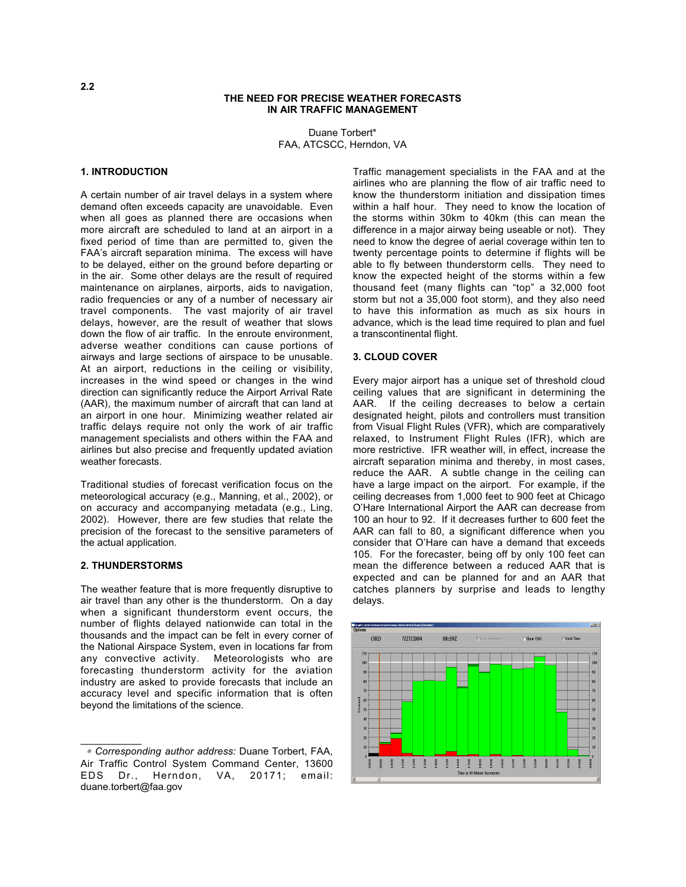2.2

# THE NEED FOR PRECISE WEATHER FORECASTS IN AIR TRAFFIC MANAGEMENT

Duane Torbert*
FAA, ATCSCC, Herndon, VA

## 1. INTRODUCTION

A certain number of air travel delays in a system where demand often exceeds capacity are unavoidable. Even when all goes as planned there are occasions when more aircraft are scheduled to land at an airport in a fixed period of time than are permitted to, given the FAA's aircraft separation minima. The excess will have to be delayed, either on the ground before departing or in the air. Some other delays are the result of required maintenance on airplanes, airports, aids to navigation, radio frequencies or any of a number of necessary air travel components. The vast majority of air travel delays, however, are the result of weather that slows down the flow of air traffic. In the enroute environment, adverse weather conditions can cause portions of airways and large sections of airspace to be unusable. At an airport, reductions in the ceiling or visibility, increases in the wind speed or changes in the wind direction can significantly reduce the Airport Arrival Rate (AAR), the maximum number of aircraft that can land at an airport in one hour. Minimizing weather related air traffic delays require not only the work of air traffic management specialists and others within the FAA and airlines but also precise and frequently updated aviation weather forecasts.

Traditional studies of forecast verification focus on the meteorological accuracy (e.g., Manning, et al., 2002), or on accuracy and accompanying metadata (e.g., Ling, 2002). However, there are few studies that relate the precision of the forecast to the sensitive parameters of the actual application.

## 2. THUNDERSTORMS

The weather feature that is more frequently disruptive to air travel than any other is the thunderstorm. On a day when a significant thunderstorm event occurs, the number of flights delayed nationwide can total in the thousands and the impact can be felt in every corner of the National Airspace System, even in locations far from any convective activity. Meteorologists who are forecasting thunderstorm activity for the aviation industry are asked to provide forecasts that include an accuracy level and specific information that is often beyond the limitations of the science.

Traffic management specialists in the FAA and at the airlines who are planning the flow of air traffic need to know the thunderstorm initiation and dissipation times within a half hour. They need to know the location of the storms within 30km to 40km (this can mean the difference in a major airway being useable or not). They need to know the degree of aerial coverage within ten to twenty percentage points to determine if flights will be able to fly between thunderstorm cells. They need to know the expected height of the storms within a few thousand feet (many flights can "top" a 32,000 foot storm but not a 35,000 foot storm), and they also need to have this information as much as six hours in advance, which is the lead time required to plan and fuel a transcontinental flight.

## 3. CLOUD COVER

Every major airport has a unique set of threshold cloud ceiling values that are significant in determining the AAR. If the ceiling decreases to below a certain designated height, pilots and controllers must transition from Visual Flight Rules (VFR), which are comparatively relaxed, to Instrument Flight Rules (IFR), which are more restrictive. IFR weather will, in effect, increase the aircraft separation minima and thereby, in most cases, reduce the AAR. A subtle change in the ceiling can have a large impact on the airport. For example, if the ceiling decreases from 1,000 feet to 900 feet at Chicago O'Hare International Airport the AAR can decrease from 100 an hour to 92. If it decreases further to 600 feet the AAR can fall to 80, a significant difference when you consider that O'Hare can have a demand that exceeds 105. For the forecaster, being off by only 100 feet can mean the difference between a reduced AAR that is expected and can be planned for and an AAR that catches planners by surprise and leads to lengthy delays.

---

* *Corresponding author address:* Duane Torbert, FAA, Air Traffic Control System Command Center, 13600 EDS Dr., Herndon, VA, 20171; email: duane.torbert@faa.gov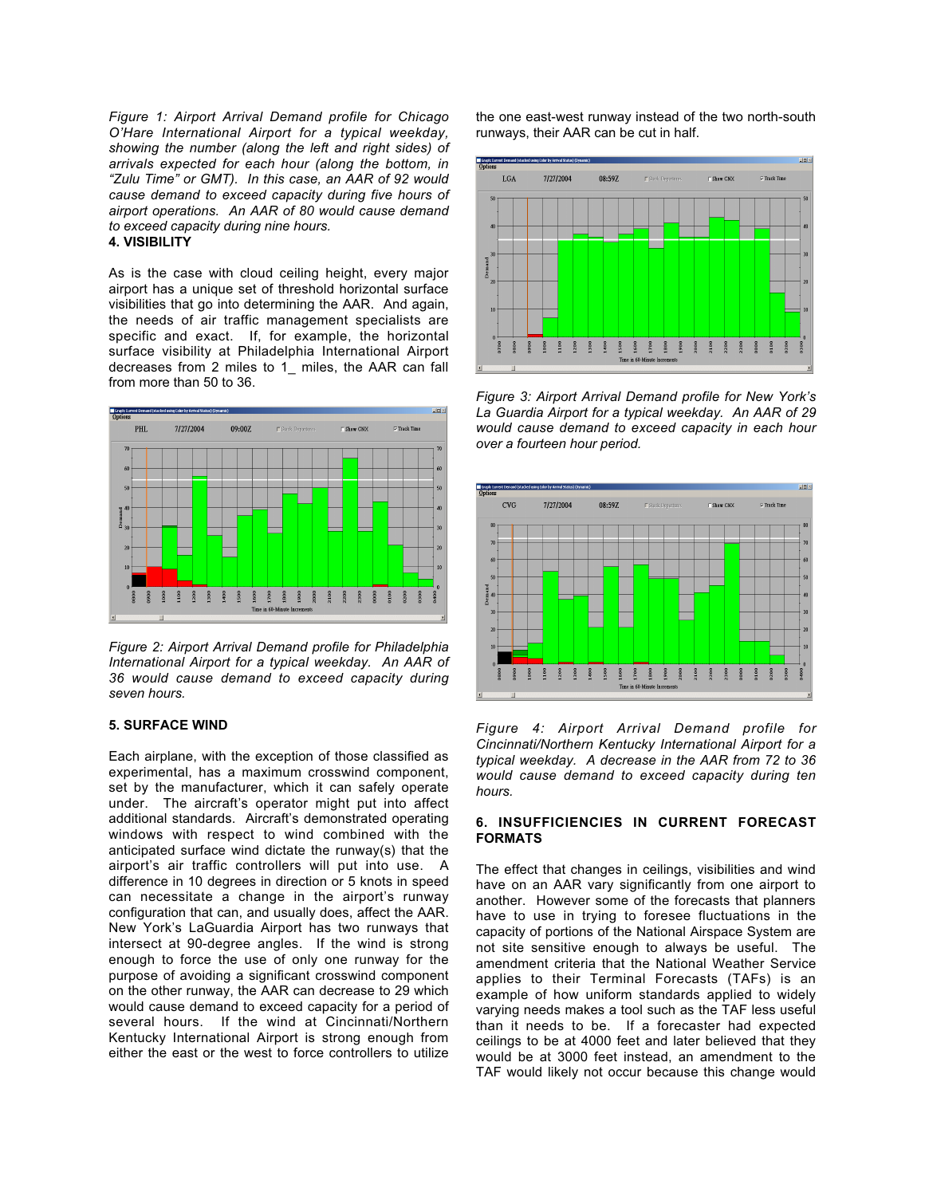*Figure 1: Airport Arrival Demand profile for Chicago O'Hare International Airport for a typical weekday, showing the number (along the left and right sides) of arrivals expected for each hour (along the bottom, in "Zulu Time" or GMT). In this case, an AAR of 92 would cause demand to exceed capacity during five hours of airport operations. An AAR of 80 would cause demand to exceed capacity during nine hours.*

## 4. VISIBILITY

As is the case with cloud ceiling height, every major airport has a unique set of threshold horizontal surface visibilities that go into determining the AAR. And again, the needs of air traffic management specialists are specific and exact. If, for example, the horizontal surface visibility at Philadelphia International Airport decreases from 2 miles to 1_ miles, the AAR can fall from more than 50 to 36.

*Figure 2: Airport Arrival Demand profile for Philadelphia International Airport for a typical weekday. An AAR of 36 would cause demand to exceed capacity during seven hours.*

## 5. SURFACE WIND

Each airplane, with the exception of those classified as experimental, has a maximum crosswind component, set by the manufacturer, which it can safely operate under. The aircraft's operator might put into affect additional standards. Aircraft's demonstrated operating windows with respect to wind combined with the anticipated surface wind dictate the runway(s) that the airport's air traffic controllers will put into use. A difference in 10 degrees in direction or 5 knots in speed can necessitate a change in the airport's runway configuration that can, and usually does, affect the AAR. New York's LaGuardia Airport has two runways that intersect at 90-degree angles. If the wind is strong enough to force the use of only one runway for the purpose of avoiding a significant crosswind component on the other runway, the AAR can decrease to 29 which would cause demand to exceed capacity for a period of several hours. If the wind at Cincinnati/Northern Kentucky International Airport is strong enough from either the east or the west to force controllers to utilize the one east-west runway instead of the two north-south runways, their AAR can be cut in half.

*Figure 3: Airport Arrival Demand profile for New York's La Guardia Airport for a typical weekday. An AAR of 29 would cause demand to exceed capacity in each hour over a fourteen hour period.*

*Figure 4: Airport Arrival Demand profile for Cincinnati/Northern Kentucky International Airport for a typical weekday. A decrease in the AAR from 72 to 36 would cause demand to exceed capacity during ten hours.*

## 6. INSUFFICIENCIES IN CURRENT FORECAST FORMATS

The effect that changes in ceilings, visibilities and wind have on an AAR vary significantly from one airport to another. However some of the forecasts that planners have to use in trying to foresee fluctuations in the capacity of portions of the National Airspace System are not site sensitive enough to always be useful. The amendment criteria that the National Weather Service applies to their Terminal Forecasts (TAFs) is an example of how uniform standards applied to widely varying needs makes a tool such as the TAF less useful than it needs to be. If a forecaster had expected ceilings to be at 4000 feet and later believed that they would be at 3000 feet instead, an amendment to the TAF would likely not occur because this change would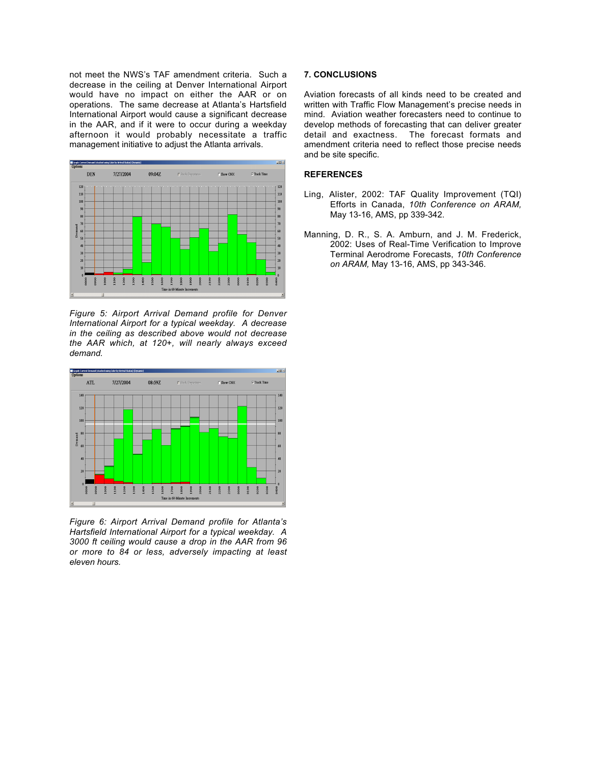not meet the NWS's TAF amendment criteria. Such a decrease in the ceiling at Denver International Airport would have no impact on either the AAR or on operations. The same decrease at Atlanta's Hartsfield International Airport would cause a significant decrease in the AAR, and if it were to occur during a weekday afternoon it would probably necessitate a traffic management initiative to adjust the Atlanta arrivals.

*Figure 5: Airport Arrival Demand profile for Denver International Airport for a typical weekday. A decrease in the ceiling as described above would not decrease the AAR which, at 120+, will nearly always exceed demand.*

*Figure 6: Airport Arrival Demand profile for Atlanta's Hartsfield International Airport for a typical weekday. A 3000 ft ceiling would cause a drop in the AAR from 96 or more to 84 or less, adversely impacting at least eleven hours.*

## 7. CONCLUSIONS

Aviation forecasts of all kinds need to be created and written with Traffic Flow Management's precise needs in mind. Aviation weather forecasters need to continue to develop methods of forecasting that can deliver greater detail and exactness. The forecast formats and amendment criteria need to reflect those precise needs and be site specific.

## REFERENCES

Ling, Alister, 2002: TAF Quality Improvement (TQI) Efforts in Canada, *10th Conference on ARAM,* May 13-16, AMS, pp 339-342.

Manning, D. R., S. A. Amburn, and J. M. Frederick, 2002: Uses of Real-Time Verification to Improve Terminal Aerodrome Forecasts, *10th Conference on ARAM,* May 13-16, AMS, pp 343-346.